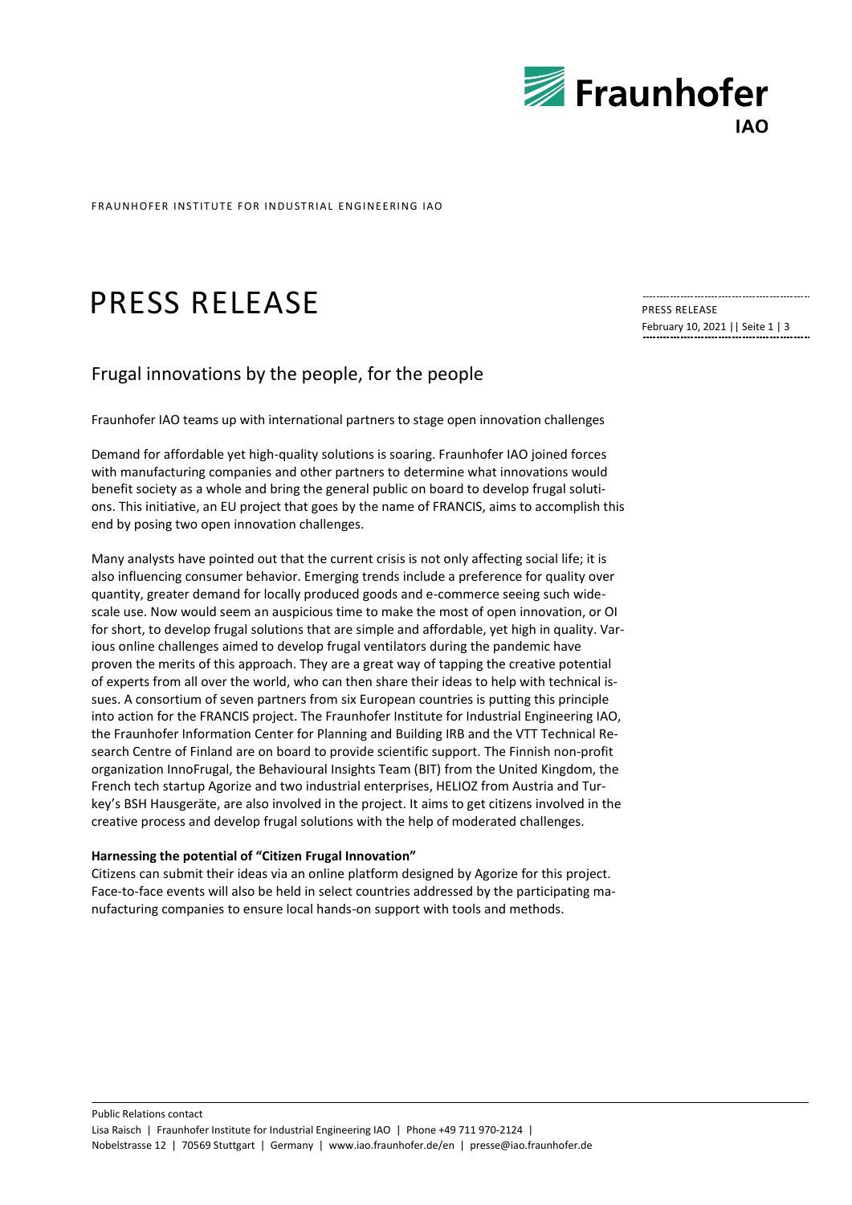FRAUNHOFER INSTITUTE FOR INDUSTRIAL ENGINEERING IAO

# PRESS RELEASE

PRESS RELEASE
February 10, 2021

## Frugal innovations by the people, for the people

Fraunhofer IAO teams up with international partners to stage open innovation challenges

Demand for affordable yet high-quality solutions is soaring. Fraunhofer IAO joined forces with manufacturing companies and other partners to determine what innovations would benefit society as a whole and bring the general public on board to develop frugal solutions. This initiative, an EU project that goes by the name of FRANCIS, aims to accomplish this end by posing two open innovation challenges.

Many analysts have pointed out that the current crisis is not only affecting social life; it is also influencing consumer behavior. Emerging trends include a preference for quality over quantity, greater demand for locally produced goods and e-commerce seeing such widescale use. Now would seem an auspicious time to make the most of open innovation, or OI for short, to develop frugal solutions that are simple and affordable, yet high in quality. Various online challenges aimed to develop frugal ventilators during the pandemic have proven the merits of this approach. They are a great way of tapping the creative potential of experts from all over the world, who can then share their ideas to help with technical issues. A consortium of seven partners from six European countries is putting this principle into action for the FRANCIS project. The Fraunhofer Institute for Industrial Engineering IAO, the Fraunhofer Information Center for Planning and Building IRB and the VTT Technical Research Centre of Finland are on board to provide scientific support. The Finnish non-profit organization InnoFrugal, the Behavioural Insights Team (BIT) from the United Kingdom, the French tech startup Agorize and two industrial enterprises, HELIOZ from Austria and Turkey's BSH Hausgeräte, are also involved in the project. It aims to get citizens involved in the creative process and develop frugal solutions with the help of moderated challenges.

**Harnessing the potential of "Citizen Frugal Innovation"**

Citizens can submit their ideas via an online platform designed by Agorize for this project. Face-to-face events will also be held in select countries addressed by the participating manufacturing companies to ensure local hands-on support with tools and methods.

Public Relations contact
Lisa Raisch | Fraunhofer Institute for Industrial Engineering IAO | Phone +49 711 970-2124 |
Nobelstrasse 12 | 70569 Stuttgart | Germany | www.iao.fraunhofer.de/en | presse@iao.fraunhofer.de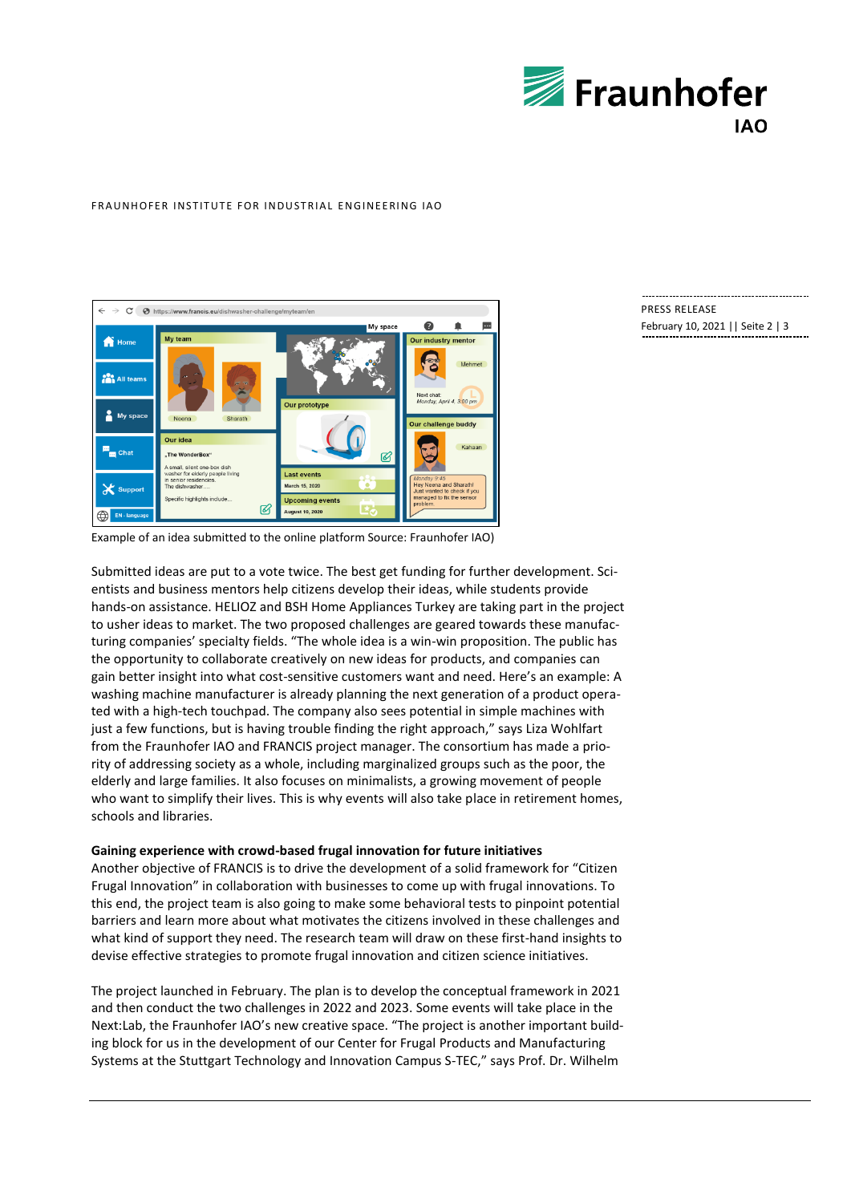FRAUNHOFER INSTITUTE FOR INDUSTRIAL ENGINEERING IAO

PRESS RELEASE
February 10, 2021 || Seite 2 | 3

Example of an idea submitted to the online platform Source: Fraunhofer IAO)

Submitted ideas are put to a vote twice. The best get funding for further development. Scientists and business mentors help citizens develop their ideas, while students provide hands-on assistance. HELIOZ and BSH Home Appliances Turkey are taking part in the project to usher ideas to market. The two proposed challenges are geared towards these manufacturing companies' specialty fields. "The whole idea is a win-win proposition. The public has the opportunity to collaborate creatively on new ideas for products, and companies can gain better insight into what cost-sensitive customers want and need. Here's an example: A washing machine manufacturer is already planning the next generation of a product operated with a high-tech touchpad. The company also sees potential in simple machines with just a few functions, but is having trouble finding the right approach," says Liza Wohlfart from the Fraunhofer IAO and FRANCIS project manager. The consortium has made a priority of addressing society as a whole, including marginalized groups such as the poor, the elderly and large families. It also focuses on minimalists, a growing movement of people who want to simplify their lives. This is why events will also take place in retirement homes, schools and libraries.

**Gaining experience with crowd-based frugal innovation for future initiatives**
Another objective of FRANCIS is to drive the development of a solid framework for "Citizen Frugal Innovation" in collaboration with businesses to come up with frugal innovations. To this end, the project team is also going to make some behavioral tests to pinpoint potential barriers and learn more about what motivates the citizens involved in these challenges and what kind of support they need. The research team will draw on these first-hand insights to devise effective strategies to promote frugal innovation and citizen science initiatives.

The project launched in February. The plan is to develop the conceptual framework in 2021 and then conduct the two challenges in 2022 and 2023. Some events will take place in the Next:Lab, the Fraunhofer IAO's new creative space. "The project is another important building block for us in the development of our Center for Frugal Products and Manufacturing Systems at the Stuttgart Technology and Innovation Campus S-TEC," says Prof. Dr. Wilhelm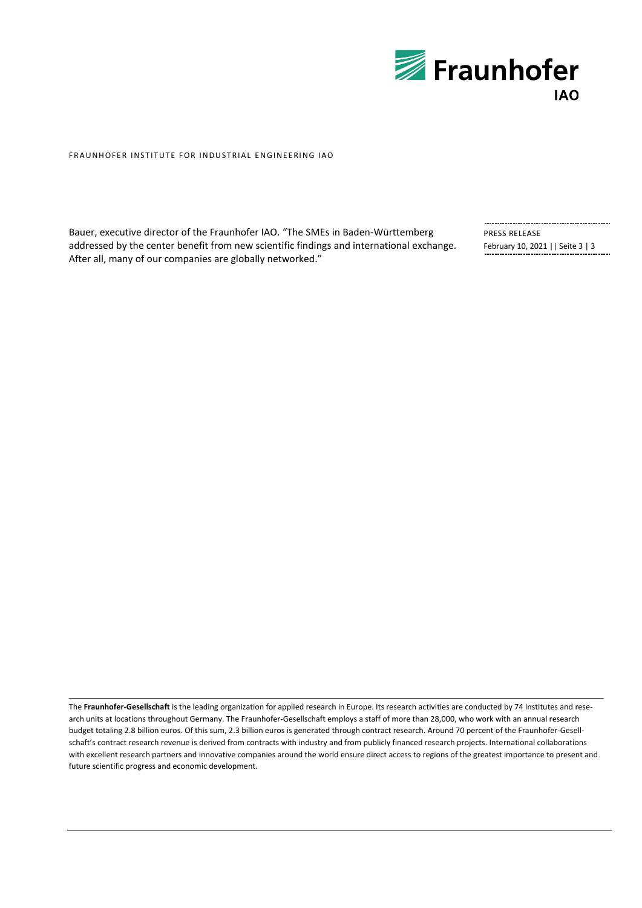Bauer, executive director of the Fraunhofer IAO. “The SMEs in Baden-Württemberg addressed by the center benefit from new scientific findings and international exchange. After all, many of our companies are globally networked.”

The **Fraunhofer-Gesellschaft** is the leading organization for applied research in Europe. Its research activities are conducted by 74 institutes and research units at locations throughout Germany. The Fraunhofer-Gesellschaft employs a staff of more than 28,000, who work with an annual research budget totaling 2.8 billion euros. Of this sum, 2.3 billion euros is generated through contract research. Around 70 percent of the Fraunhofer-Gesellschaft’s contract research revenue is derived from contracts with industry and from publicly financed research projects. International collaborations with excellent research partners and innovative companies around the world ensure direct access to regions of the greatest importance to present and future scientific progress and economic development.